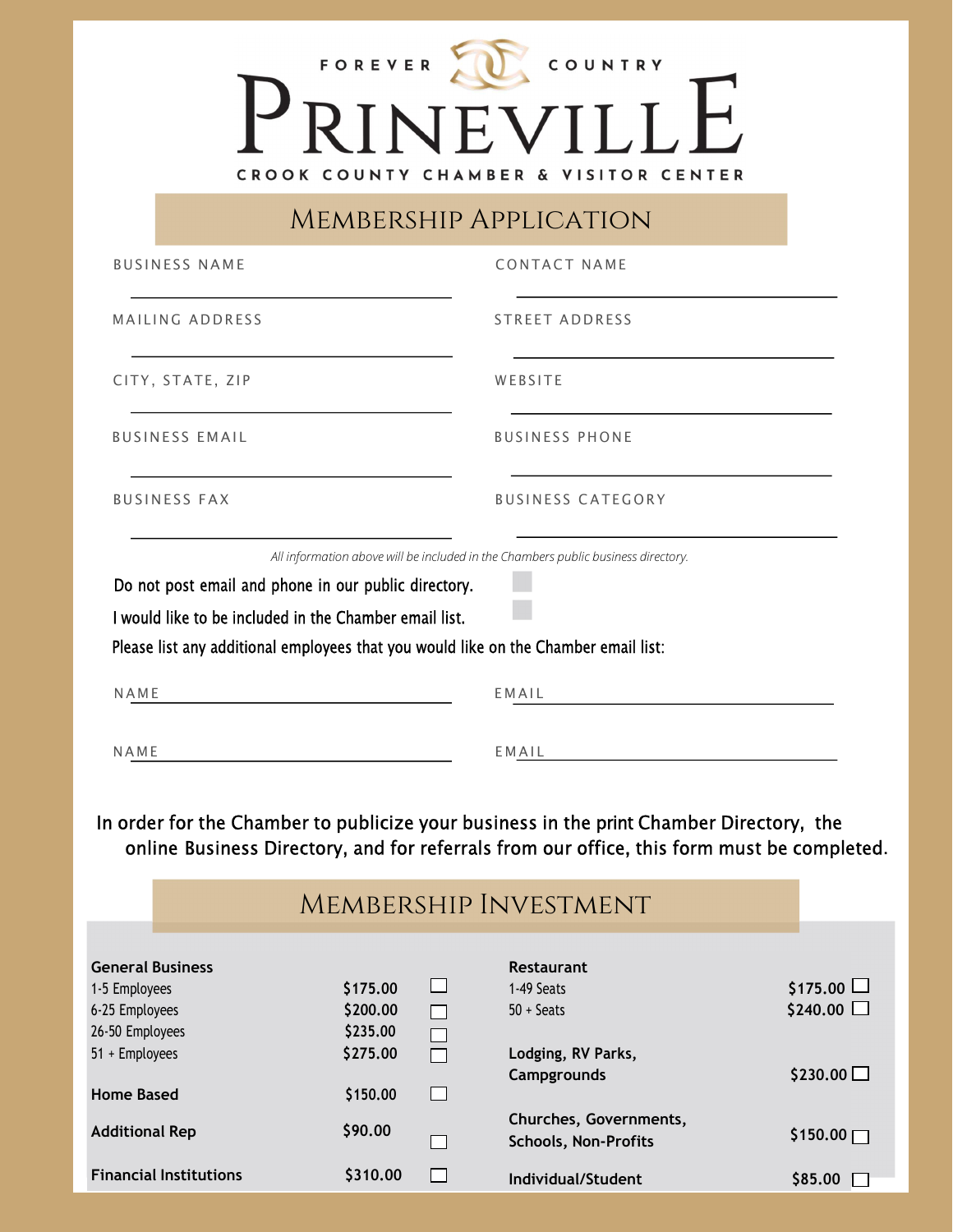FOREVER COUNTRY

# PRINEVILLE

CROOK COUNTY CHAMBER & VISITOR CENTER

## MEMBERSHIP APPLICATION

BUSINESS NAME ______________________

CONTACT NAME ______________________

MAILING ADDRESS ______________________

STREET ADDRESS ______________________

CITY, STATE, ZIP ______________________

WEBSITE ______________________

BUSINESS EMAIL ______________________

BUSINESS PHONE ______________________

BUSINESS FAX ______________________

BUSINESS CATEGORY ______________________

*All information above will be included in the Chambers public business directory.*

Do not post email and phone in our public directory. ☐

I would like to be included in the Chamber email list. ☐

Please list any additional employees that you would like on the Chamber email list:

NAME ______________________ EMAIL ______________________

NAME ______________________ EMAIL ______________________

In order for the Chamber to publicize your business in the print Chamber Directory, the online Business Directory, and for referrals from our office, this form must be completed.

## MEMBERSHIP INVESTMENT

| | | | | | |
|---|---|---|---|---|---|
| **General Business** | | | **Restaurant** | | |
| 1-5 Employees | $175.00 | ☐ | 1-49 Seats | $175.00 | ☐ |
| 6-25 Employees | $200.00 | ☐ | 50 + Seats | $240.00 | ☐ |
| 26-50 Employees | $235.00 | ☐ | | | |
| 51 + Employees | $275.00 | ☐ | **Lodging, RV Parks, Campgrounds** | $230.00 | ☐ |
| **Home Based** | $150.00 | ☐ | | | |
| **Additional Rep** | $90.00 | ☐ | **Churches, Governments, Schools, Non-Profits** | $150.00 | ☐ |
| **Financial Institutions** | $310.00 | ☐ | **Individual/Student** | $85.00 | ☐ |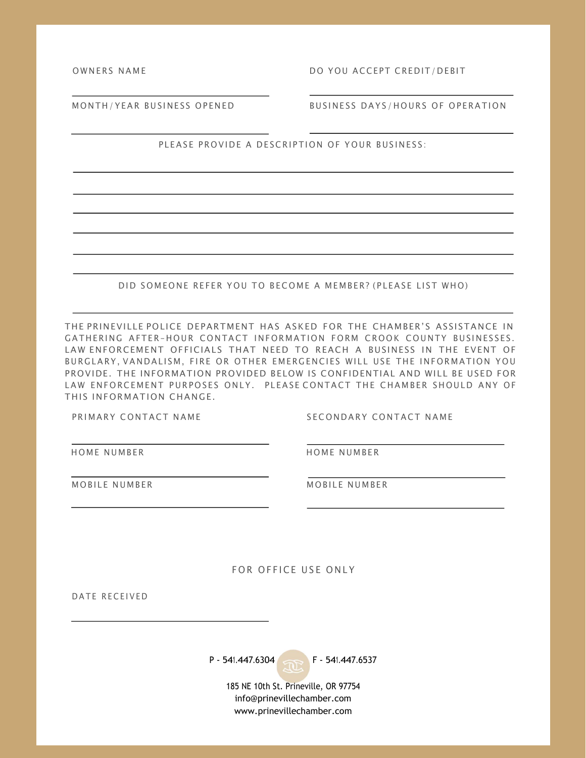OWNERS NAME

DO YOU ACCEPT CREDIT/DEBIT

MONTH/YEAR BUSINESS OPENED

BUSINESS DAYS/HOURS OF OPERATION

PLEASE PROVIDE A DESCRIPTION OF YOUR BUSINESS:

DID SOMEONE REFER YOU TO BECOME A MEMBER? (PLEASE LIST WHO)

THE PRINEVILLE POLICE DEPARTMENT HAS ASKED FOR THE CHAMBER'S ASSISTANCE IN GATHERING AFTER-HOUR CONTACT INFORMATION FORM CROOK COUNTY BUSINESSES. LAW ENFORCEMENT OFFICIALS THAT NEED TO REACH A BUSINESS IN THE EVENT OF BURGLARY, VANDALISM, FIRE OR OTHER EMERGENCIES WILL USE THE INFORMATION YOU PROVIDE. THE INFORMATION PROVIDED BELOW IS CONFIDENTIAL AND WILL BE USED FOR LAW ENFORCEMENT PURPOSES ONLY. PLEASE CONTACT THE CHAMBER SHOULD ANY OF THIS INFORMATION CHANGE.

PRIMARY CONTACT NAME

HOME NUMBER

MOBILE NUMBER

SECONDARY CONTACT NAME

HOME NUMBER

MOBILE NUMBER

FOR OFFICE USE ONLY

DATE RECEIVED

P - 541.447.6304 F - 541.447.6537

185 NE 10th St. Prineville, OR 97754
info@prinevillechamber.com
www.prinevillechamber.com